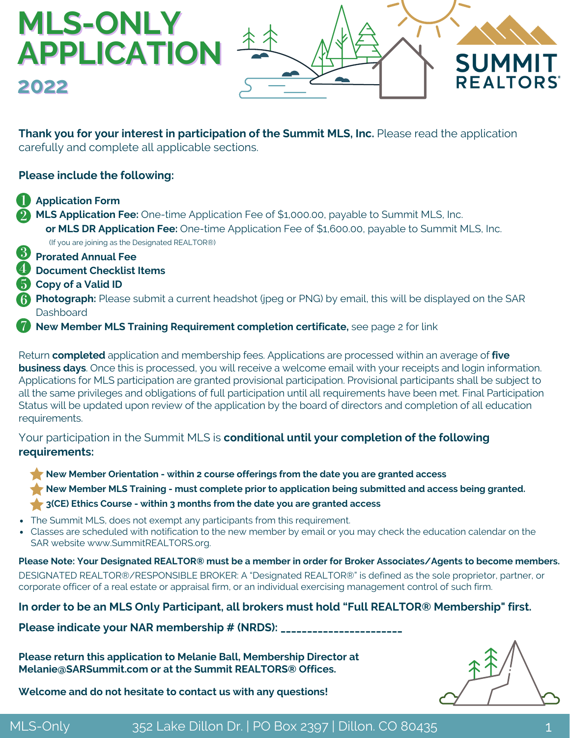# MLS-ONLY APPLICATION

## 2022

SUMMIT REALTORS®

**Thank you for your interest in participation of the Summit MLS, Inc.** Please read the application carefully and complete all applicable sections.

**Please include the following:**

1. **Application Form**
2. **MLS Application Fee:** One-time Application Fee of $1,000.00, payable to Summit MLS, Inc.
   **or MLS DR Application Fee:** One-time Application Fee of $1,600.00, payable to Summit MLS, Inc.
   (If you are joining as the Designated REALTOR®)
3. **Prorated Annual Fee**
4. **Document Checklist Items**
5. **Copy of a Valid ID**
6. **Photograph:** Please submit a current headshot (jpeg or PNG) by email, this will be displayed on the SAR Dashboard
7. **New Member MLS Training Requirement completion certificate,** see page 2 for link

Return **completed** application and membership fees. Applications are processed within an average of **five business days**. Once this is processed, you will receive a welcome email with your receipts and login information. Applications for MLS participation are granted provisional participation. Provisional participants shall be subject to all the same privileges and obligations of full participation until all requirements have been met. Final Participation Status will be updated upon review of the application by the board of directors and completion of all education requirements.

Your participation in the Summit MLS is **conditional until your completion of the following requirements:**

- **New Member Orientation - within 2 course offerings from the date you are granted access**
- **New Member MLS Training - must complete prior to application being submitted and access being granted.**
- **3(CE) Ethics Course - within 3 months from the date you are granted access**

- The Summit MLS, does not exempt any participants from this requirement.
- Classes are scheduled with notification to the new member by email or you may check the education calendar on the SAR website www.SummitREALTORS.org.

**Please Note: Your Designated REALTOR® must be a member in order for Broker Associates/Agents to become members.**

DESIGNATED REALTOR®/RESPONSIBLE BROKER: A "Designated REALTOR®" is defined as the sole proprietor, partner, or corporate officer of a real estate or appraisal firm, or an individual exercising management control of such firm.

**In order to be an MLS Only Participant, all brokers must hold "Full REALTOR® Membership" first.**

**Please indicate your NAR membership # (NRDS): ______________________**

**Please return this application to Melanie Ball, Membership Director at Melanie@SARSummit.com or at the Summit REALTORS® Offices.**

**Welcome and do not hesitate to contact us with any questions!**

MLS-Only 352 Lake Dillon Dr. | PO Box 2397 | Dillon. CO 80435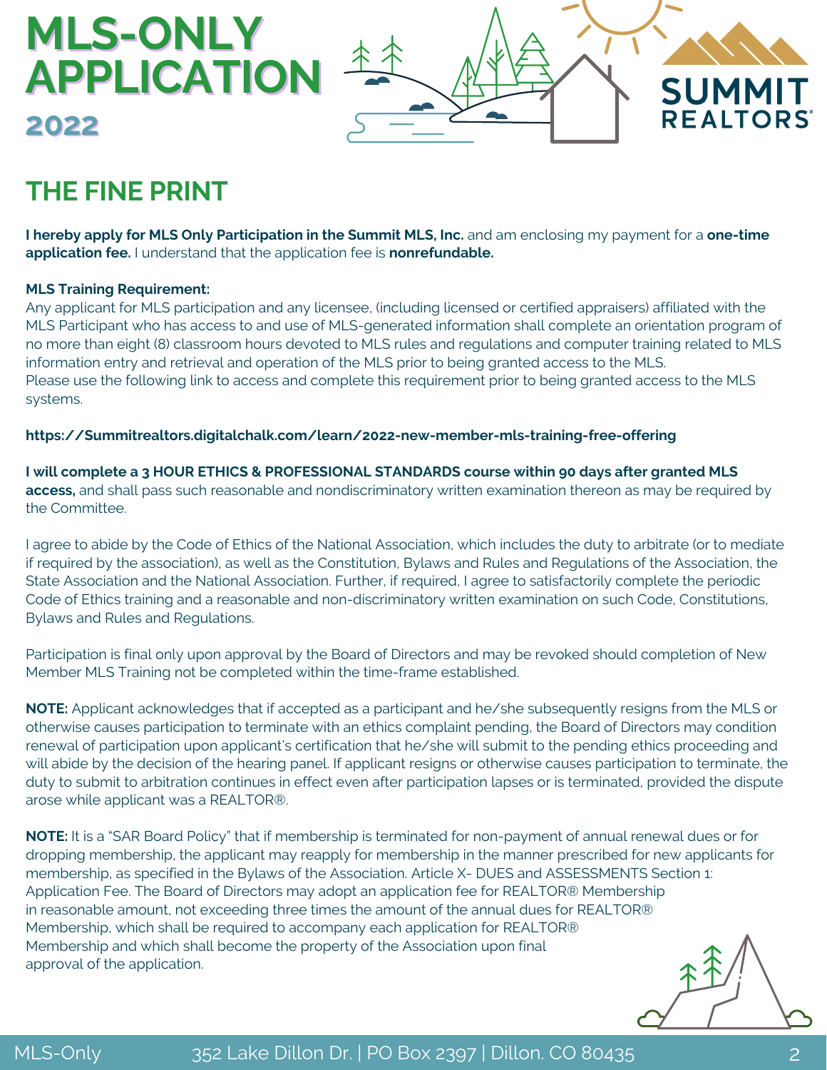# MLS-ONLY APPLICATION

## 2022

SUMMIT REALTORS®

## THE FINE PRINT

**I hereby apply for MLS Only Participation in the Summit MLS, Inc.** and am enclosing my payment for a **one-time application fee.** I understand that the application fee is **nonrefundable.**

**MLS Training Requirement:**
Any applicant for MLS participation and any licensee, (including licensed or certified appraisers) affiliated with the MLS Participant who has access to and use of MLS-generated information shall complete an orientation program of no more than eight (8) classroom hours devoted to MLS rules and regulations and computer training related to MLS information entry and retrieval and operation of the MLS prior to being granted access to the MLS.
Please use the following link to access and complete this requirement prior to being granted access to the MLS systems.

**https://Summitrealtors.digitalchalk.com/learn/2022-new-member-mls-training-free-offering**

**I will complete a 3 HOUR ETHICS & PROFESSIONAL STANDARDS course within 90 days after granted MLS access,** and shall pass such reasonable and nondiscriminatory written examination thereon as may be required by the Committee.

I agree to abide by the Code of Ethics of the National Association, which includes the duty to arbitrate (or to mediate if required by the association), as well as the Constitution, Bylaws and Rules and Regulations of the Association, the State Association and the National Association. Further, if required, I agree to satisfactorily complete the periodic Code of Ethics training and a reasonable and non-discriminatory written examination on such Code, Constitutions, Bylaws and Rules and Regulations.

Participation is final only upon approval by the Board of Directors and may be revoked should completion of New Member MLS Training not be completed within the time-frame established.

**NOTE:** Applicant acknowledges that if accepted as a participant and he/she subsequently resigns from the MLS or otherwise causes participation to terminate with an ethics complaint pending, the Board of Directors may condition renewal of participation upon applicant's certification that he/she will submit to the pending ethics proceeding and will abide by the decision of the hearing panel. If applicant resigns or otherwise causes participation to terminate, the duty to submit to arbitration continues in effect even after participation lapses or is terminated, provided the dispute arose while applicant was a REALTOR®.

**NOTE:** It is a "SAR Board Policy" that if membership is terminated for non-payment of annual renewal dues or for dropping membership, the applicant may reapply for membership in the manner prescribed for new applicants for membership, as specified in the Bylaws of the Association. Article X- DUES and ASSESSMENTS Section 1: Application Fee. The Board of Directors may adopt an application fee for REALTOR® Membership in reasonable amount, not exceeding three times the amount of the annual dues for REALTOR® Membership, which shall be required to accompany each application for REALTOR® Membership and which shall become the property of the Association upon final approval of the application.

MLS-Only 352 Lake Dillon Dr. | PO Box 2397 | Dillon. CO 80435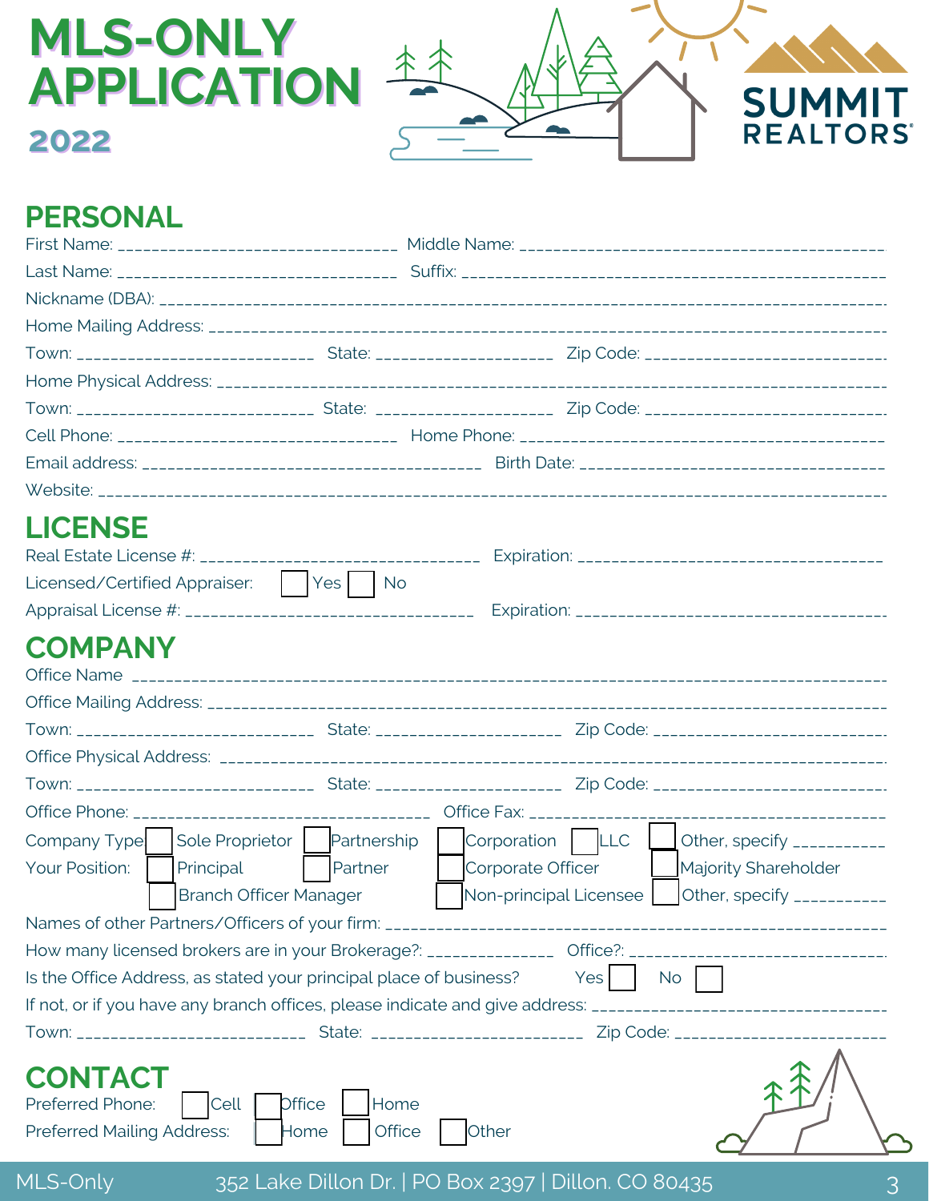# MLS-ONLY APPLICATION

**2022**

SUMMIT REALTORS®

## PERSONAL

First Name: ______________________________ Middle Name: ______________________________

Last Name: ______________________________ Suffix: ______________________________

Nickname (DBA): ______________________________

Home Mailing Address: ______________________________

Town: ______________________ State: ________________ Zip Code: ______________________

Home Physical Address: ______________________________

Town: ______________________ State: ________________ Zip Code: ______________________

Cell Phone: ______________________________ Home Phone: ______________________________

Email address: ______________________________ Birth Date: ______________________________

Website: ______________________________

## LICENSE

Real Estate License #: ______________________________ Expiration: ______________________________

Licensed/Certified Appraiser: ☐ Yes ☐ No

Appraisal License #: ______________________________ Expiration: ______________________________

## COMPANY

Office Name ______________________________

Office Mailing Address: ______________________________

Town: ______________________ State: ________________ Zip Code: ______________________

Office Physical Address: ______________________________

Town: ______________________ State: ________________ Zip Code: ______________________

Office Phone: ______________________________ Office Fax: ______________________________

Company Type ☐ Sole Proprietor ☐ Partnership ☐ Corporation ☐ LLC ☐ Other, specify __________

Your Position: ☐ Principal ☐ Partner ☐ Corporate Officer ☐ Majority Shareholder ☐ Branch Officer Manager ☐ Non-principal Licensee ☐ Other, specify __________

Names of other Partners/Officers of your firm: ______________________________

How many licensed brokers are in your Brokerage?: ____________ Office?: ______________________

Is the Office Address, as stated your principal place of business? Yes ☐ No ☐

If not, or if you have any branch offices, please indicate and give address: ______________________________

Town: ______________________ State: ________________ Zip Code: ______________________

## CONTACT

Preferred Phone: ☐ Cell ☐ Office ☐ Home

Preferred Mailing Address: ☐ Home ☐ Office ☐ Other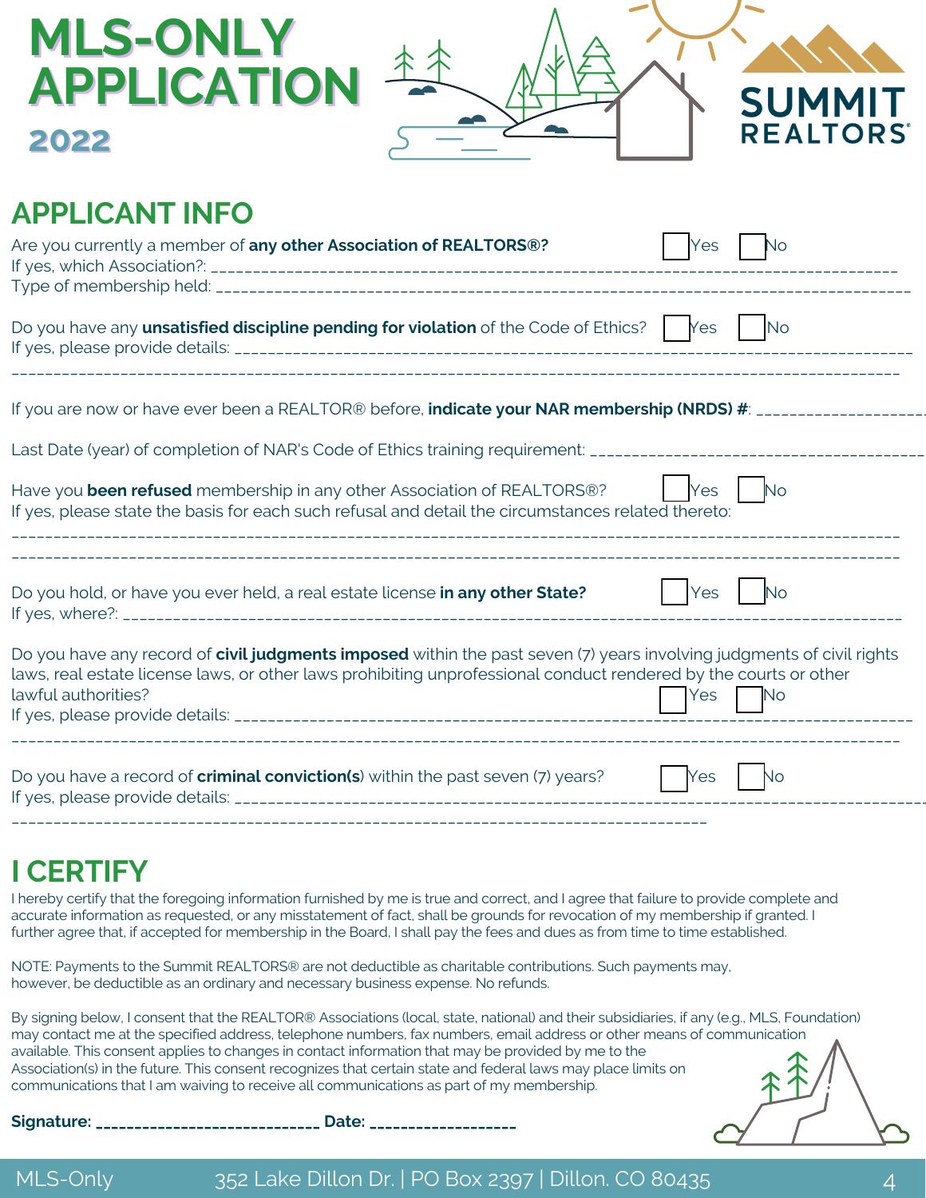# MLS-ONLY APPLICATION

**2022**

SUMMIT REALTORS®

## APPLICANT INFO

Are you currently a member of **any other Association of REALTORS®?** ☐ Yes ☐ No
If yes, which Association?: ____________________________________________
Type of membership held: ____________________________________________

Do you have any **unsatisfied discipline pending for violation** of the Code of Ethics? ☐ Yes ☐ No
If yes, please provide details: ____________________________________________
____________________________________________

If you are now or have ever been a REALTOR® before, **indicate your NAR membership (NRDS) #**: __________________

Last Date (year) of completion of NAR's Code of Ethics training requirement: ______________________

Have you **been refused** membership in any other Association of REALTORS®? ☐ Yes ☐ No
If yes, please state the basis for each such refusal and detail the circumstances related thereto:
____________________________________________
____________________________________________

Do you hold, or have you ever held, a real estate license **in any other State?** ☐ Yes ☐ No
If yes, where?: ____________________________________________

Do you have any record of **civil judgments imposed** within the past seven (7) years involving judgments of civil rights laws, real estate license laws, or other laws prohibiting unprofessional conduct rendered by the courts or other lawful authorities? ☐ Yes ☐ No
If yes, please provide details: ____________________________________________
____________________________________________

Do you have a record of **criminal conviction(s**) within the past seven (7) years? ☐ Yes ☐ No
If yes, please provide details: ____________________________________________
____________________________________________

## I CERTIFY

I hereby certify that the foregoing information furnished by me is true and correct, and I agree that failure to provide complete and accurate information as requested, or any misstatement of fact, shall be grounds for revocation of my membership if granted. I further agree that, if accepted for membership in the Board, I shall pay the fees and dues as from time to time established.

NOTE: Payments to the Summit REALTORS® are not deductible as charitable contributions. Such payments may, however, be deductible as an ordinary and necessary business expense. No refunds.

By signing below, I consent that the REALTOR® Associations (local, state, national) and their subsidiaries, if any (e.g., MLS, Foundation) may contact me at the specified address, telephone numbers, fax numbers, email address or other means of communication available. This consent applies to changes in contact information that may be provided by me to the Association(s) in the future. This consent recognizes that certain state and federal laws may place limits on communications that I am waiving to receive all communications as part of my membership.

**Signature: ____________________________ Date: __________________**

MLS-Only 352 Lake Dillon Dr. | PO Box 2397 | Dillon. CO 80435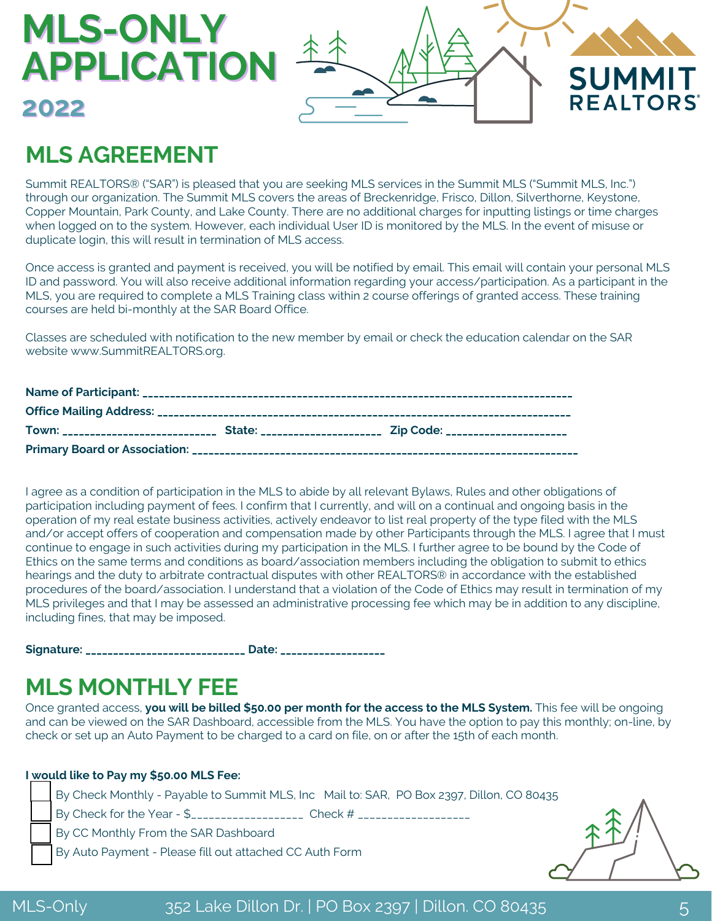# MLS-ONLY APPLICATION

## 2022

# MLS AGREEMENT

Summit REALTORS® ("SAR") is pleased that you are seeking MLS services in the Summit MLS ("Summit MLS, Inc.") through our organization. The Summit MLS covers the areas of Breckenridge, Frisco, Dillon, Silverthorne, Keystone, Copper Mountain, Park County, and Lake County. There are no additional charges for inputting listings or time charges when logged on to the system. However, each individual User ID is monitored by the MLS. In the event of misuse or duplicate login, this will result in termination of MLS access.

Once access is granted and payment is received, you will be notified by email. This email will contain your personal MLS ID and password. You will also receive additional information regarding your access/participation. As a participant in the MLS, you are required to complete a MLS Training class within 2 course offerings of granted access. These training courses are held bi-monthly at the SAR Board Office.

Classes are scheduled with notification to the new member by email or check the education calendar on the SAR website www.SummitREALTORS.org.

**Name of Participant:** ___________________________________________________________________________

**Office Mailing Address:** ________________________________________________________________________

**Town:** ___________________________ **State:** ____________________ **Zip Code:** _____________________

**Primary Board or Association:** __________________________________________________________________

I agree as a condition of participation in the MLS to abide by all relevant Bylaws, Rules and other obligations of participation including payment of fees. I confirm that I currently, and will on a continual and ongoing basis in the operation of my real estate business activities, actively endeavor to list real property of the type filed with the MLS and/or accept offers of cooperation and compensation made by other Participants through the MLS. I agree that I must continue to engage in such activities during my participation in the MLS. I further agree to be bound by the Code of Ethics on the same terms and conditions as board/association members including the obligation to submit to ethics hearings and the duty to arbitrate contractual disputes with other REALTORS® in accordance with the established procedures of the board/association. I understand that a violation of the Code of Ethics may result in termination of my MLS privileges and that I may be assessed an administrative processing fee which may be in addition to any discipline, including fines, that may be imposed.

**Signature:** ___________________________ **Date:** _________________

# MLS MONTHLY FEE

Once granted access, **you will be billed $50.00 per month for the access to the MLS System.** This fee will be ongoing and can be viewed on the SAR Dashboard, accessible from the MLS. You have the option to pay this monthly; on-line, by check or set up an Auto Payment to be charged to a card on file, on or after the 15th of each month.

**I would like to Pay my $50.00 MLS Fee:**

- ☐ By Check Monthly - Payable to Summit MLS, Inc   Mail to: SAR, PO Box 2397, Dillon, CO 80435
- ☐ By Check for the Year - $_________________ Check # _________________
- ☐ By CC Monthly From the SAR Dashboard
- ☐ By Auto Payment - Please fill out attached CC Auth Form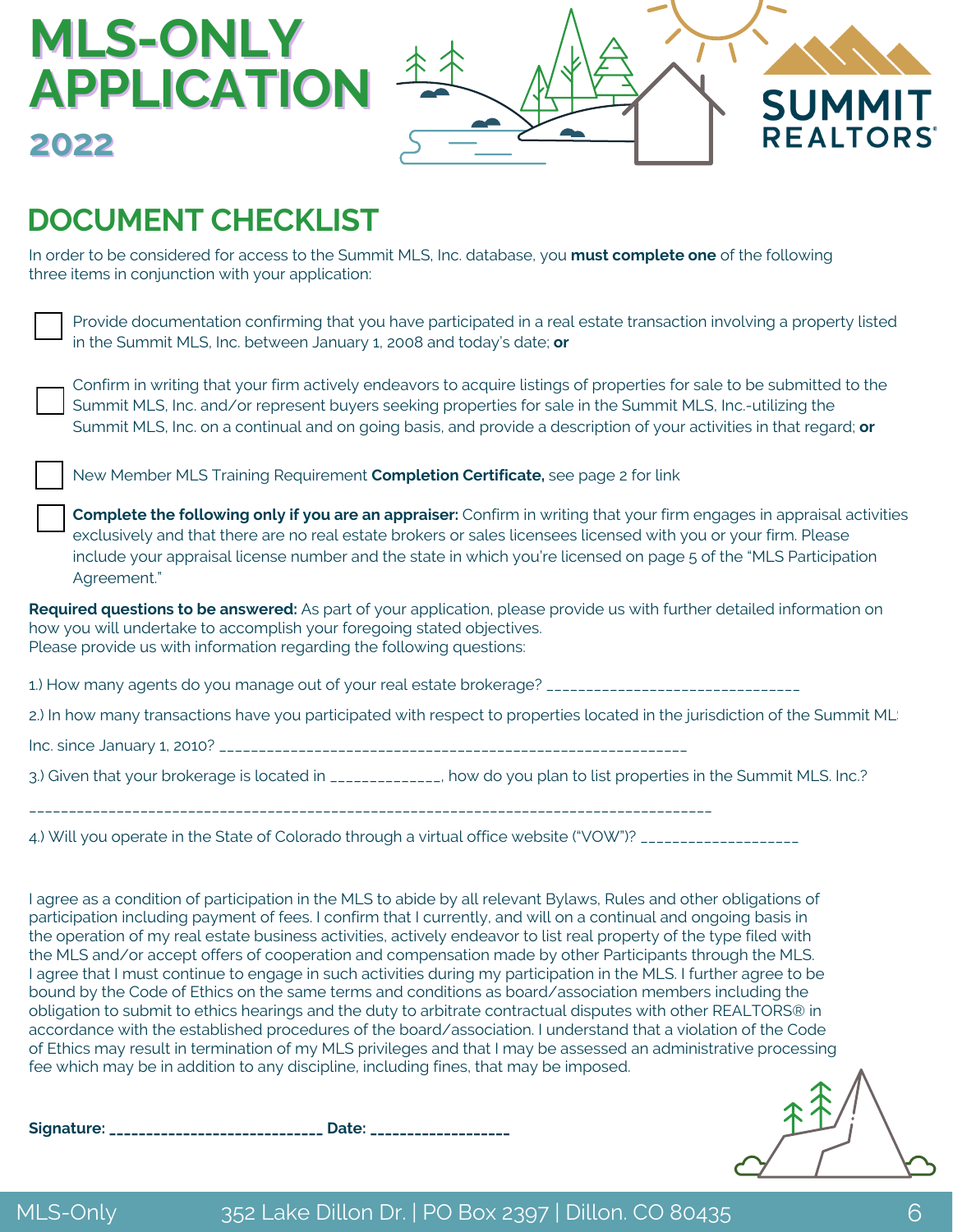# MLS-ONLY APPLICATION

**2022**

SUMMIT REALTORS®

## DOCUMENT CHECKLIST

In order to be considered for access to the Summit MLS, Inc. database, you **must complete one** of the following three items in conjunction with your application:

- ☐ Provide documentation confirming that you have participated in a real estate transaction involving a property listed in the Summit MLS, Inc. between January 1, 2008 and today's date; **or**
- ☐ Confirm in writing that your firm actively endeavors to acquire listings of properties for sale to be submitted to the Summit MLS, Inc. and/or represent buyers seeking properties for sale in the Summit MLS, Inc.-utilizing the Summit MLS, Inc. on a continual and on going basis, and provide a description of your activities in that regard; **or**
- ☐ New Member MLS Training Requirement **Completion Certificate,** see page 2 for link
- ☐ **Complete the following only if you are an appraiser:** Confirm in writing that your firm engages in appraisal activities exclusively and that there are no real estate brokers or sales licensees licensed with you or your firm. Please include your appraisal license number and the state in which you're licensed on page 5 of the "MLS Participation Agreement."

**Required questions to be answered:** As part of your application, please provide us with further detailed information on how you will undertake to accomplish your foregoing stated objectives.
Please provide us with information regarding the following questions:

1.) How many agents do you manage out of your real estate brokerage? _______________________________

2.) In how many transactions have you participated with respect to properties located in the jurisdiction of the Summit MLS Inc. since January 1, 2010? _________________________________________________________

3.) Given that your brokerage is located in ______________, how do you plan to list properties in the Summit MLS. Inc.?

_____________________________________________________________________________________

4.) Will you operate in the State of Colorado through a virtual office website ("VOW")? ___________________

I agree as a condition of participation in the MLS to abide by all relevant Bylaws, Rules and other obligations of participation including payment of fees. I confirm that I currently, and will on a continual and ongoing basis in the operation of my real estate business activities, actively endeavor to list real property of the type filed with the MLS and/or accept offers of cooperation and compensation made by other Participants through the MLS. I agree that I must continue to engage in such activities during my participation in the MLS. I further agree to be bound by the Code of Ethics on the same terms and conditions as board/association members including the obligation to submit to ethics hearings and the duty to arbitrate contractual disputes with other REALTORS® in accordance with the established procedures of the board/association. I understand that a violation of the Code of Ethics may result in termination of my MLS privileges and that I may be assessed an administrative processing fee which may be in addition to any discipline, including fines, that may be imposed.

**Signature: ____________________________ Date: __________________**

MLS-Only 352 Lake Dillon Dr. | PO Box 2397 | Dillon. CO 80435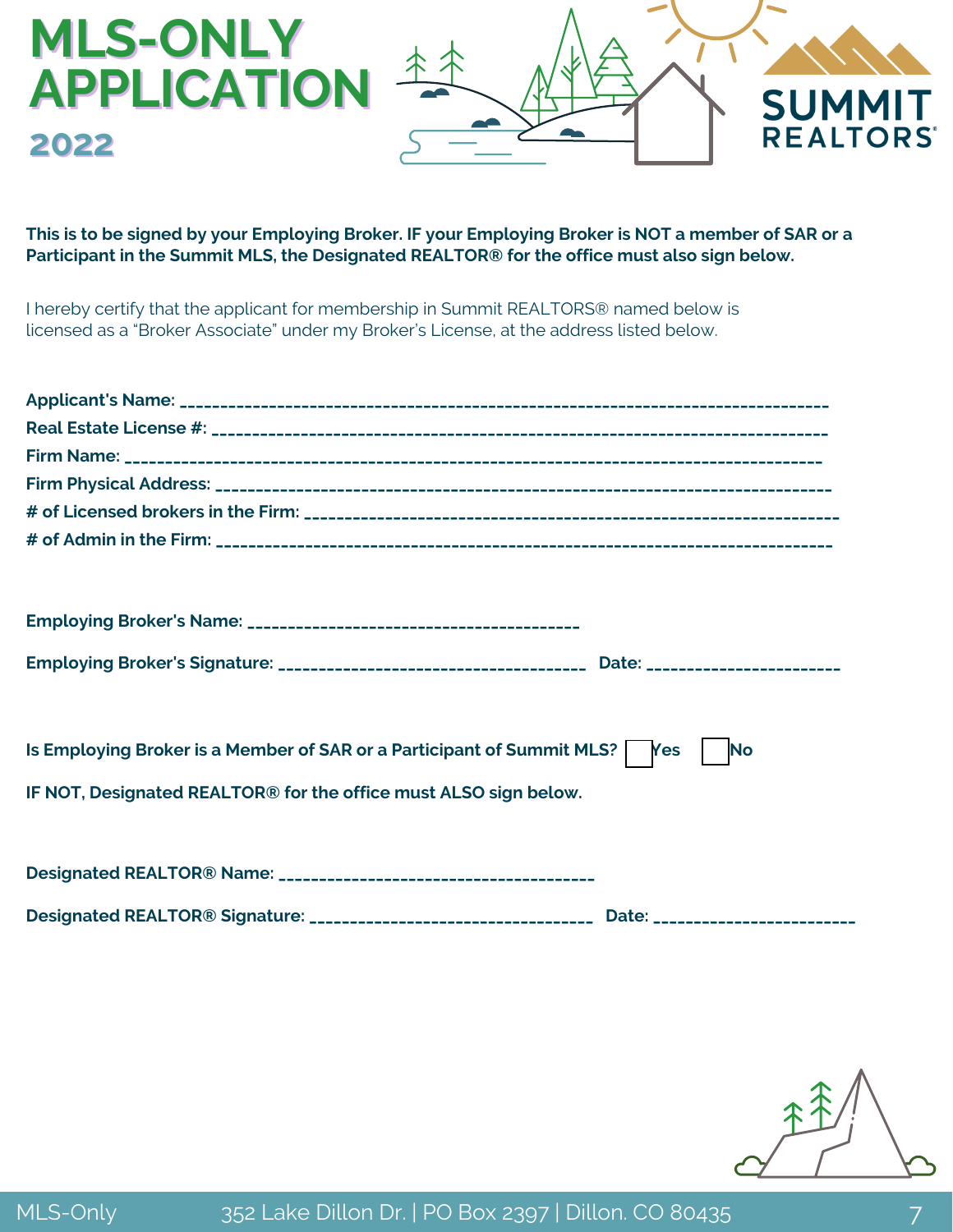# MLS-ONLY APPLICATION

## 2022

SUMMIT REALTORS®

**This is to be signed by your Employing Broker. IF your Employing Broker is NOT a member of SAR or a Participant in the Summit MLS, the Designated REALTOR® for the office must also sign below.**

I hereby certify that the applicant for membership in Summit REALTORS® named below is licensed as a "Broker Associate" under my Broker's License, at the address listed below.

**Applicant's Name:** ___________________________________________________________________________

**Real Estate License #:** ______________________________________________________________________

**Firm Name:** ________________________________________________________________________________

**Firm Physical Address:** ______________________________________________________________________

**# of Licensed brokers in the Firm:** ____________________________________________________________

**# of Admin in the Firm:** _____________________________________________________________________

**Employing Broker's Name:** ______________________________________

**Employing Broker's Signature:** ___________________________________ **Date:** _____________________

**Is Employing Broker is a Member of SAR or a Participant of Summit MLS?** ☐ **Yes** ☐ **No**

**IF NOT, Designated REALTOR® for the office must ALSO sign below.**

**Designated REALTOR® Name:** ____________________________________

**Designated REALTOR® Signature:** _______________________________ **Date:** _______________________

MLS-Only 352 Lake Dillon Dr. | PO Box 2397 | Dillon. CO 80435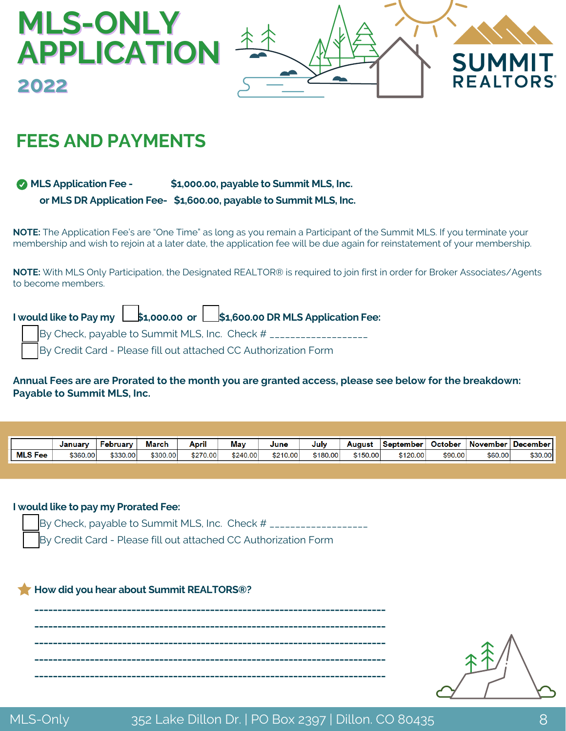# MLS-ONLY APPLICATION

## 2022

SUMMIT REALTORS®

## FEES AND PAYMENTS

✓ **MLS Application Fee - $1,000.00, payable to Summit MLS, Inc.**
**or MLS DR Application Fee- $1,600.00, payable to Summit MLS, Inc.**

**NOTE:** The Application Fee's are "One Time" as long as you remain a Participant of the Summit MLS. If you terminate your membership and wish to rejoin at a later date, the application fee will be due again for reinstatement of your membership.

**NOTE:** With MLS Only Participation, the Designated REALTOR® is required to join first in order for Broker Associates/Agents to become members.

**I would like to Pay my ☐ $1,000.00 or ☐ $1,600.00 DR MLS Application Fee:**

☐ By Check, payable to Summit MLS, Inc. Check # __________________

☐ By Credit Card - Please fill out attached CC Authorization Form

**Annual Fees are are Prorated to the month you are granted access, please see below for the breakdown: Payable to Summit MLS, Inc.**

| | January | February | March | April | May | June | July | August | September | October | November | December |
|---|---|---|---|---|---|---|---|---|---|---|---|---|
| MLS Fee | $360.00 | $330.00 | $300.00 | $270.00 | $240.00 | $210.00 | $180.00 | $150.00 | $120.00 | $90.00 | $60.00 | $30.00 |

**I would like to pay my Prorated Fee:**

☐ By Check, payable to Summit MLS, Inc. Check # __________________

☐ By Credit Card - Please fill out attached CC Authorization Form

★ **How did you hear about Summit REALTORS®?**

---------------------------------------------------------------------------

---------------------------------------------------------------------------

---------------------------------------------------------------------------

---------------------------------------------------------------------------

---------------------------------------------------------------------------

MLS-Only 352 Lake Dillon Dr. | PO Box 2397 | Dillon. CO 80435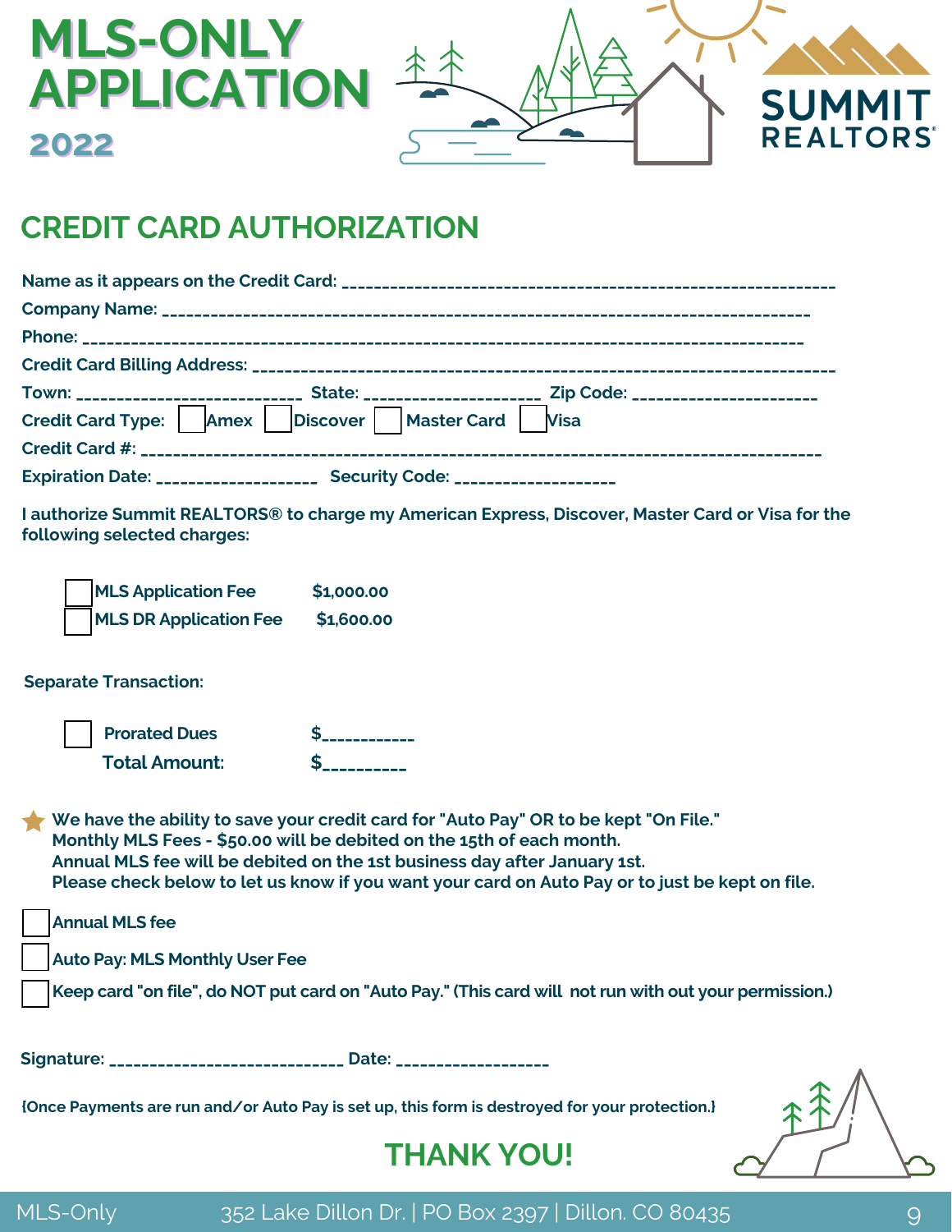# MLS-ONLY APPLICATION

## 2022

SUMMIT REALTORS®

## CREDIT CARD AUTHORIZATION

**Name as it appears on the Credit Card:** ___________________________________________________________

**Company Name:** ______________________________________________________________________________

**Phone:** _____________________________________________________________________________________

**Credit Card Billing Address:** ______________________________________________________________________

**Town:** ___________________________ **State:** ______________________ **Zip Code:** ______________________

**Credit Card Type:** ☐ Amex ☐ Discover ☐ Master Card ☐ Visa

**Credit Card #:** __________________________________________________________________________________

**Expiration Date:** ____________________ **Security Code:** ____________________

**I authorize Summit REALTORS® to charge my American Express, Discover, Master Card or Visa for the following selected charges:**

- ☐ **MLS Application Fee** **$1,000.00**
- ☐ **MLS DR Application Fee** **$1,600.00**

**Separate Transaction:**

- ☐ **Prorated Dues** **$___________**
- **Total Amount:** **$__________**

★ **We have the ability to save your credit card for "Auto Pay" OR to be kept "On File."**
**Monthly MLS Fees - $50.00 will be debited on the 15th of each month.**
**Annual MLS fee will be debited on the 1st business day after January 1st.**
**Please check below to let us know if you want your card on Auto Pay or to just be kept on file.**

- ☐ **Annual MLS fee**
- ☐ **Auto Pay: MLS Monthly User Fee**
- ☐ **Keep card "on file", do NOT put card on "Auto Pay." (This card will not run with out your permission.)**

**Signature:** ____________________________ **Date:** __________________

**{Once Payments are run and/or Auto Pay is set up, this form is destroyed for your protection.}**

## THANK YOU!

MLS-Only 352 Lake Dillon Dr. | PO Box 2397 | Dillon. CO 80435